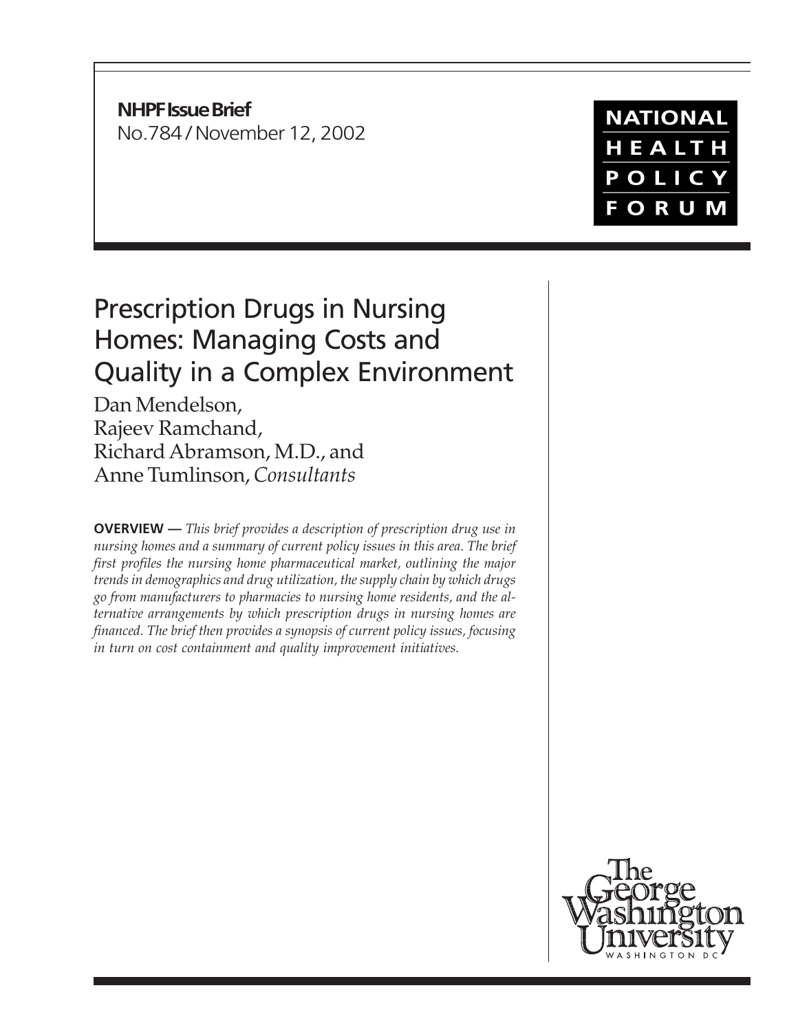**NHPF Issue Brief**
No.784 / November 12, 2002

NATIONAL HEALTH POLICY FORUM

# Prescription Drugs in Nursing Homes: Managing Costs and Quality in a Complex Environment

Dan Mendelson,
Rajeev Ramchand,
Richard Abramson, M.D., and
Anne Tumlinson, *Consultants*

**OVERVIEW —** *This brief provides a description of prescription drug use in nursing homes and a summary of current policy issues in this area. The brief first profiles the nursing home pharmaceutical market, outlining the major trends in demographics and drug utilization, the supply chain by which drugs go from manufacturers to pharmacies to nursing home residents, and the alternative arrangements by which prescription drugs in nursing homes are financed. The brief then provides a synopsis of current policy issues, focusing in turn on cost containment and quality improvement initiatives.*

The George Washington University
WASHINGTON DC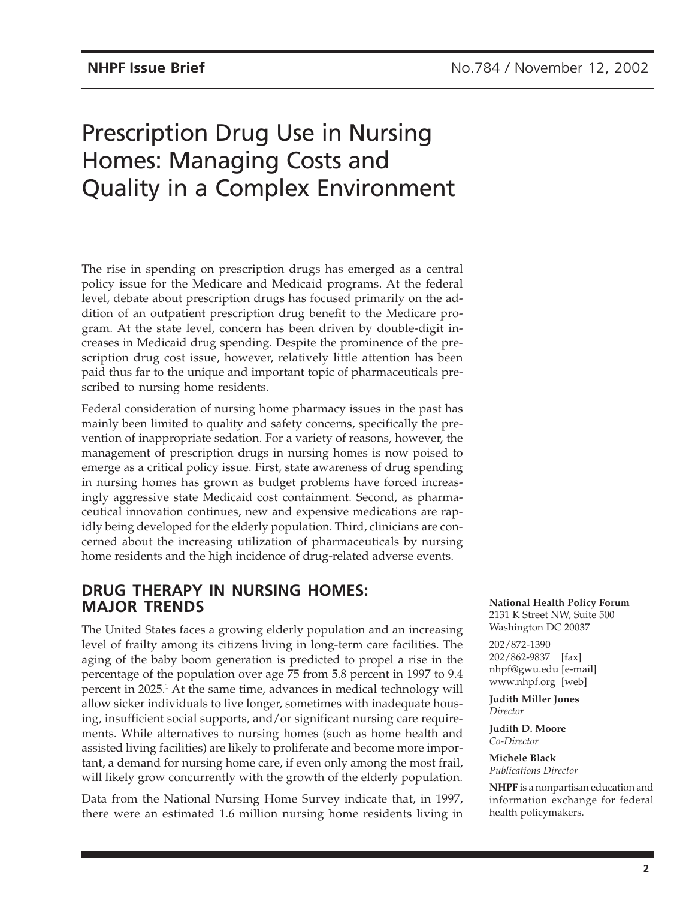# Prescription Drug Use in Nursing Homes: Managing Costs and Quality in a Complex Environment

The rise in spending on prescription drugs has emerged as a central policy issue for the Medicare and Medicaid programs. At the federal level, debate about prescription drugs has focused primarily on the addition of an outpatient prescription drug benefit to the Medicare program. At the state level, concern has been driven by double-digit increases in Medicaid drug spending. Despite the prominence of the prescription drug cost issue, however, relatively little attention has been paid thus far to the unique and important topic of pharmaceuticals prescribed to nursing home residents.

Federal consideration of nursing home pharmacy issues in the past has mainly been limited to quality and safety concerns, specifically the prevention of inappropriate sedation. For a variety of reasons, however, the management of prescription drugs in nursing homes is now poised to emerge as a critical policy issue. First, state awareness of drug spending in nursing homes has grown as budget problems have forced increasingly aggressive state Medicaid cost containment. Second, as pharmaceutical innovation continues, new and expensive medications are rapidly being developed for the elderly population. Third, clinicians are concerned about the increasing utilization of pharmaceuticals by nursing home residents and the high incidence of drug-related adverse events.

## DRUG THERAPY IN NURSING HOMES: MAJOR TRENDS

The United States faces a growing elderly population and an increasing level of frailty among its citizens living in long-term care facilities. The aging of the baby boom generation is predicted to propel a rise in the percentage of the population over age 75 from 5.8 percent in 1997 to 9.4 percent in 2025.[1] At the same time, advances in medical technology will allow sicker individuals to live longer, sometimes with inadequate housing, insufficient social supports, and/or significant nursing care requirements. While alternatives to nursing homes (such as home health and assisted living facilities) are likely to proliferate and become more important, a demand for nursing home care, if even only among the most frail, will likely grow concurrently with the growth of the elderly population.

Data from the National Nursing Home Survey indicate that, in 1997, there were an estimated 1.6 million nursing home residents living in

**National Health Policy Forum**
2131 K Street NW, Suite 500
Washington DC 20037

202/872-1390
202/862-9837 [fax]
nhpf@gwu.edu [e-mail]
www.nhpf.org [web]

**Judith Miller Jones**
*Director*

**Judith D. Moore**
*Co-Director*

**Michele Black**
*Publications Director*

**NHPF** is a nonpartisan education and information exchange for federal health policymakers.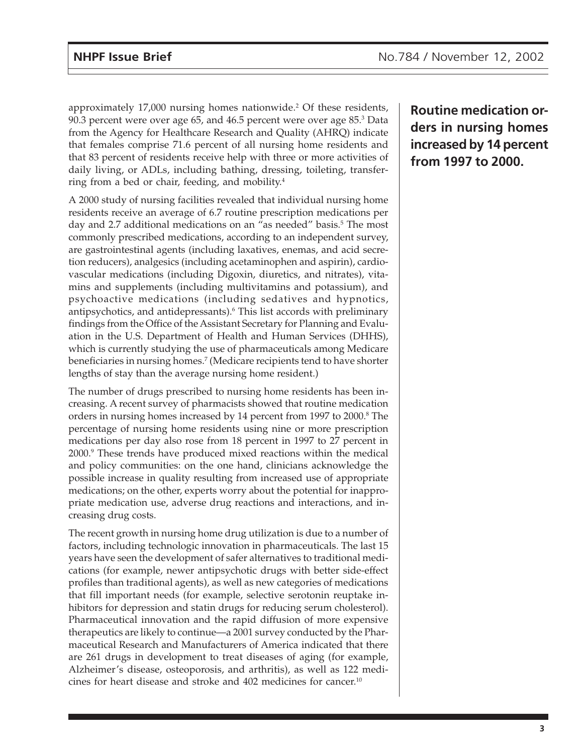approximately 17,000 nursing homes nationwide.[2] Of these residents, 90.3 percent were over age 65, and 46.5 percent were over age 85.[3] Data from the Agency for Healthcare Research and Quality (AHRQ) indicate that females comprise 71.6 percent of all nursing home residents and that 83 percent of residents receive help with three or more activities of daily living, or ADLs, including bathing, dressing, toileting, transferring from a bed or chair, feeding, and mobility.[4]

A 2000 study of nursing facilities revealed that individual nursing home residents receive an average of 6.7 routine prescription medications per day and 2.7 additional medications on an "as needed" basis.[5] The most commonly prescribed medications, according to an independent survey, are gastrointestinal agents (including laxatives, enemas, and acid secretion reducers), analgesics (including acetaminophen and aspirin), cardiovascular medications (including Digoxin, diuretics, and nitrates), vitamins and supplements (including multivitamins and potassium), and psychoactive medications (including sedatives and hypnotics, antipsychotics, and antidepressants).[6] This list accords with preliminary findings from the Office of the Assistant Secretary for Planning and Evaluation in the U.S. Department of Health and Human Services (DHHS), which is currently studying the use of pharmaceuticals among Medicare beneficiaries in nursing homes.[7] (Medicare recipients tend to have shorter lengths of stay than the average nursing home resident.)

**Routine medication orders in nursing homes increased by 14 percent from 1997 to 2000.**

The number of drugs prescribed to nursing home residents has been increasing. A recent survey of pharmacists showed that routine medication orders in nursing homes increased by 14 percent from 1997 to 2000.[8] The percentage of nursing home residents using nine or more prescription medications per day also rose from 18 percent in 1997 to 27 percent in 2000.[9] These trends have produced mixed reactions within the medical and policy communities: on the one hand, clinicians acknowledge the possible increase in quality resulting from increased use of appropriate medications; on the other, experts worry about the potential for inappropriate medication use, adverse drug reactions and interactions, and increasing drug costs.

The recent growth in nursing home drug utilization is due to a number of factors, including technologic innovation in pharmaceuticals. The last 15 years have seen the development of safer alternatives to traditional medications (for example, newer antipsychotic drugs with better side-effect profiles than traditional agents), as well as new categories of medications that fill important needs (for example, selective serotonin reuptake inhibitors for depression and statin drugs for reducing serum cholesterol). Pharmaceutical innovation and the rapid diffusion of more expensive therapeutics are likely to continue—a 2001 survey conducted by the Pharmaceutical Research and Manufacturers of America indicated that there are 261 drugs in development to treat diseases of aging (for example, Alzheimer's disease, osteoporosis, and arthritis), as well as 122 medicines for heart disease and stroke and 402 medicines for cancer.[10]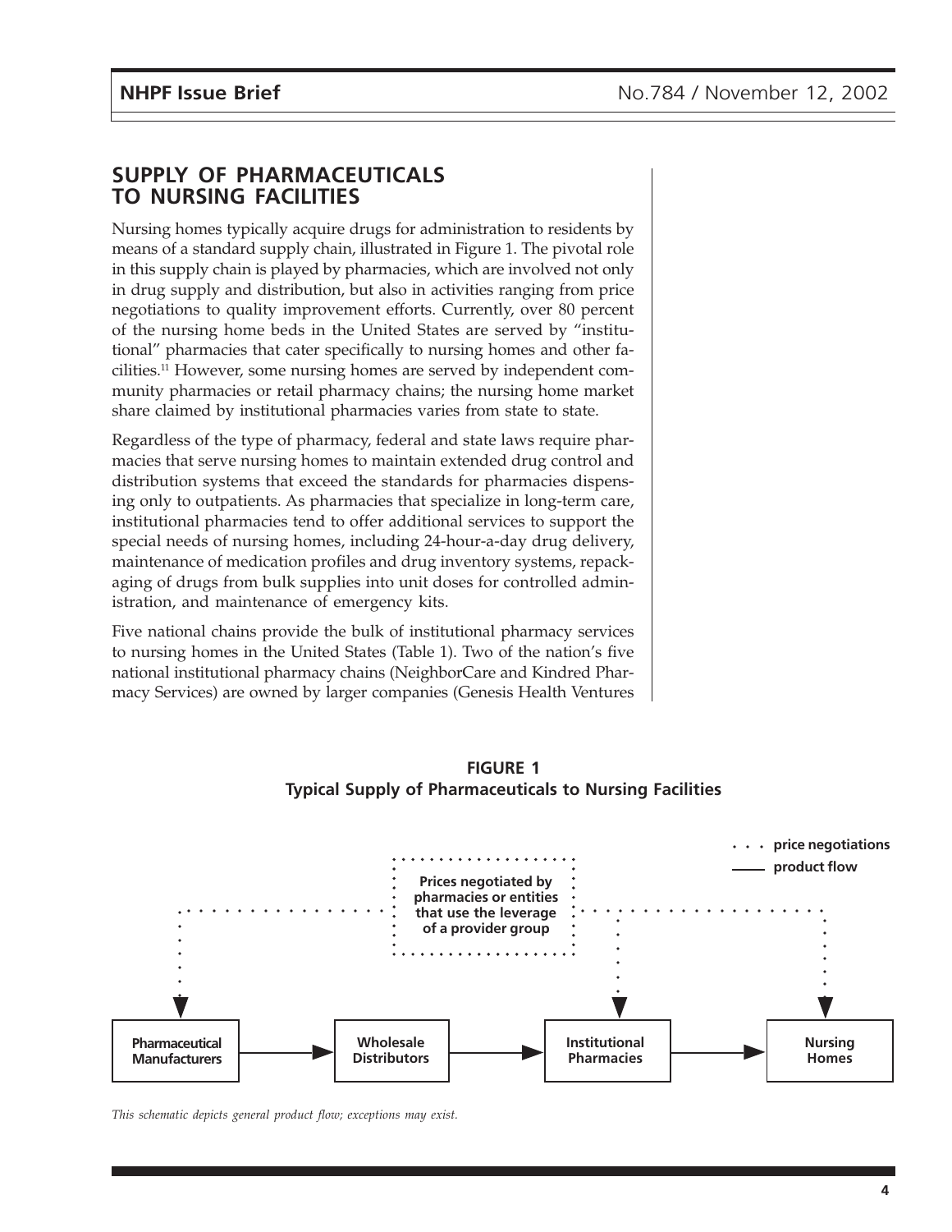## SUPPLY OF PHARMACEUTICALS TO NURSING FACILITIES

Nursing homes typically acquire drugs for administration to residents by means of a standard supply chain, illustrated in Figure 1. The pivotal role in this supply chain is played by pharmacies, which are involved not only in drug supply and distribution, but also in activities ranging from price negotiations to quality improvement efforts. Currently, over 80 percent of the nursing home beds in the United States are served by "institutional" pharmacies that cater specifically to nursing homes and other facilities.[11] However, some nursing homes are served by independent community pharmacies or retail pharmacy chains; the nursing home market share claimed by institutional pharmacies varies from state to state.

Regardless of the type of pharmacy, federal and state laws require pharmacies that serve nursing homes to maintain extended drug control and distribution systems that exceed the standards for pharmacies dispensing only to outpatients. As pharmacies that specialize in long-term care, institutional pharmacies tend to offer additional services to support the special needs of nursing homes, including 24-hour-a-day drug delivery, maintenance of medication profiles and drug inventory systems, repackaging of drugs from bulk supplies into unit doses for controlled administration, and maintenance of emergency kits.

Five national chains provide the bulk of institutional pharmacy services to nursing homes in the United States (Table 1). Two of the nation's five national institutional pharmacy chains (NeighborCare and Kindred Pharmacy Services) are owned by larger companies (Genesis Health Ventures

**FIGURE 1**
**Typical Supply of Pharmaceuticals to Nursing Facilities**

Legend: · · · price negotiations; —— product flow

Prices negotiated by pharmacies or entities that use the leverage of a provider group

Pharmaceutical Manufacturers → Wholesale Distributors → Institutional Pharmacies → Nursing Homes

*This schematic depicts general product flow; exceptions may exist.*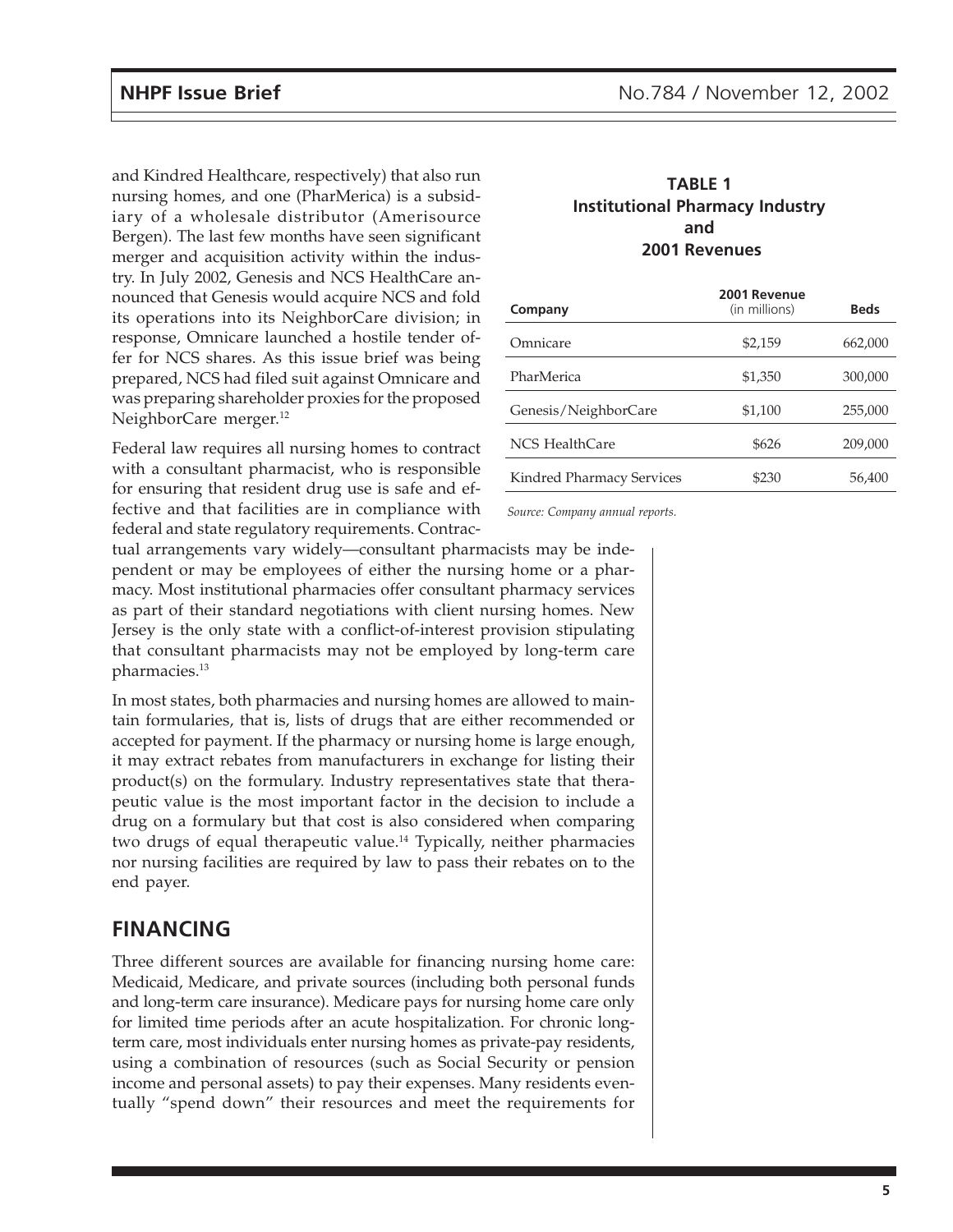and Kindred Healthcare, respectively) that also run nursing homes, and one (PharMerica) is a subsidiary of a wholesale distributor (Amerisource Bergen). The last few months have seen significant merger and acquisition activity within the industry. In July 2002, Genesis and NCS HealthCare announced that Genesis would acquire NCS and fold its operations into its NeighborCare division; in response, Omnicare launched a hostile tender offer for NCS shares. As this issue brief was being prepared, NCS had filed suit against Omnicare and was preparing shareholder proxies for the proposed NeighborCare merger.[12]

**TABLE 1**
**Institutional Pharmacy Industry and 2001 Revenues**

| Company | 2001 Revenue (in millions) | Beds |
|---|---|---|
| Omnicare | $2,159 | 662,000 |
| PharMerica | $1,350 | 300,000 |
| Genesis/NeighborCare | $1,100 | 255,000 |
| NCS HealthCare | $626 | 209,000 |
| Kindred Pharmacy Services | $230 | 56,400 |

*Source: Company annual reports.*

Federal law requires all nursing homes to contract with a consultant pharmacist, who is responsible for ensuring that resident drug use is safe and effective and that facilities are in compliance with federal and state regulatory requirements. Contractual arrangements vary widely—consultant pharmacists may be independent or may be employees of either the nursing home or a pharmacy. Most institutional pharmacies offer consultant pharmacy services as part of their standard negotiations with client nursing homes. New Jersey is the only state with a conflict-of-interest provision stipulating that consultant pharmacists may not be employed by long-term care pharmacies.[13]

In most states, both pharmacies and nursing homes are allowed to maintain formularies, that is, lists of drugs that are either recommended or accepted for payment. If the pharmacy or nursing home is large enough, it may extract rebates from manufacturers in exchange for listing their product(s) on the formulary. Industry representatives state that therapeutic value is the most important factor in the decision to include a drug on a formulary but that cost is also considered when comparing two drugs of equal therapeutic value.[14] Typically, neither pharmacies nor nursing facilities are required by law to pass their rebates on to the end payer.

## FINANCING

Three different sources are available for financing nursing home care: Medicaid, Medicare, and private sources (including both personal funds and long-term care insurance). Medicare pays for nursing home care only for limited time periods after an acute hospitalization. For chronic long-term care, most individuals enter nursing homes as private-pay residents, using a combination of resources (such as Social Security or pension income and personal assets) to pay their expenses. Many residents eventually "spend down" their resources and meet the requirements for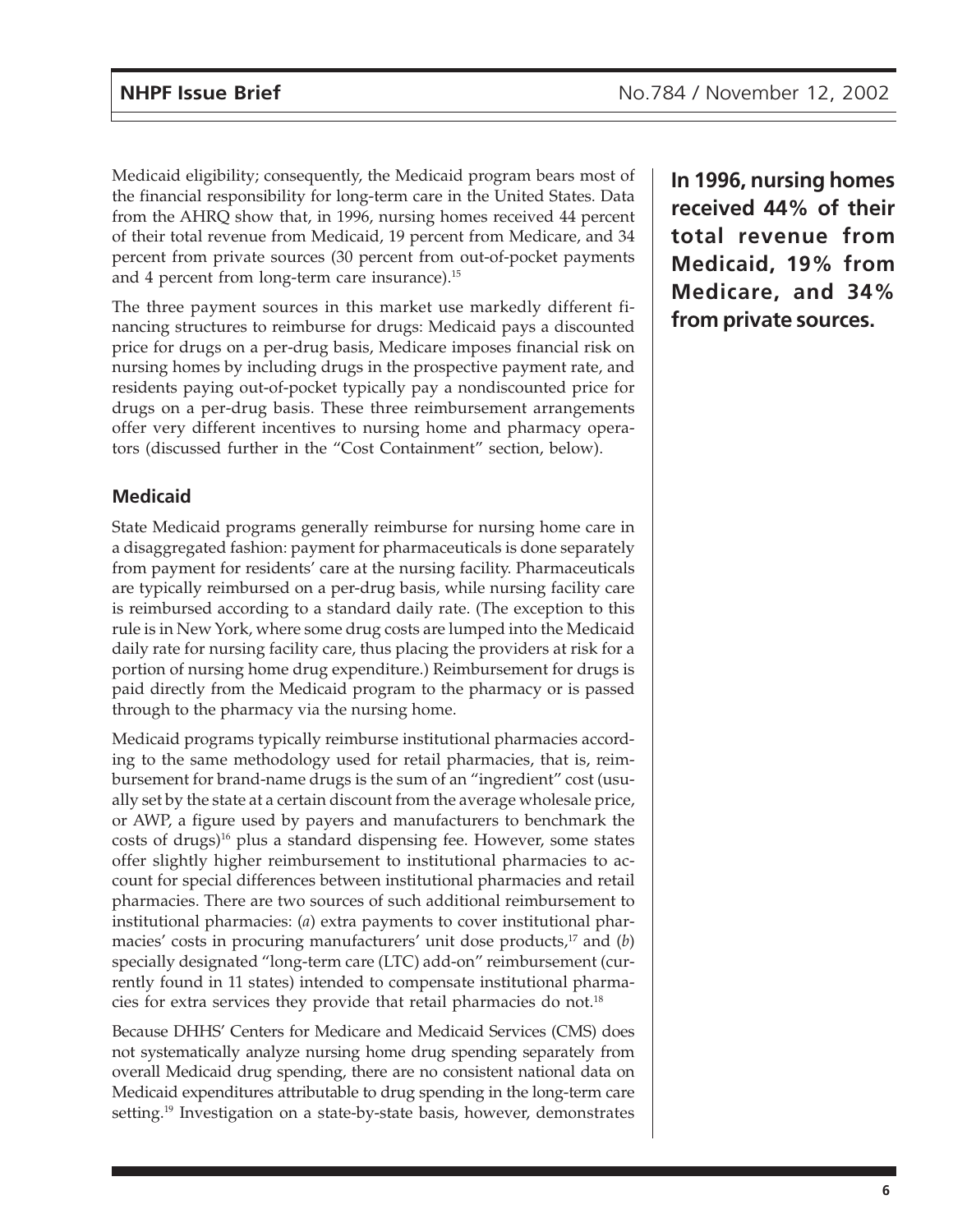Medicaid eligibility; consequently, the Medicaid program bears most of the financial responsibility for long-term care in the United States. Data from the AHRQ show that, in 1996, nursing homes received 44 percent of their total revenue from Medicaid, 19 percent from Medicare, and 34 percent from private sources (30 percent from out-of-pocket payments and 4 percent from long-term care insurance).[15]

**In 1996, nursing homes received 44% of their total revenue from Medicaid, 19% from Medicare, and 34% from private sources.**

The three payment sources in this market use markedly different financing structures to reimburse for drugs: Medicaid pays a discounted price for drugs on a per-drug basis, Medicare imposes financial risk on nursing homes by including drugs in the prospective payment rate, and residents paying out-of-pocket typically pay a nondiscounted price for drugs on a per-drug basis. These three reimbursement arrangements offer very different incentives to nursing home and pharmacy operators (discussed further in the "Cost Containment" section, below).

### Medicaid

State Medicaid programs generally reimburse for nursing home care in a disaggregated fashion: payment for pharmaceuticals is done separately from payment for residents' care at the nursing facility. Pharmaceuticals are typically reimbursed on a per-drug basis, while nursing facility care is reimbursed according to a standard daily rate. (The exception to this rule is in New York, where some drug costs are lumped into the Medicaid daily rate for nursing facility care, thus placing the providers at risk for a portion of nursing home drug expenditure.) Reimbursement for drugs is paid directly from the Medicaid program to the pharmacy or is passed through to the pharmacy via the nursing home.

Medicaid programs typically reimburse institutional pharmacies according to the same methodology used for retail pharmacies, that is, reimbursement for brand-name drugs is the sum of an "ingredient" cost (usually set by the state at a certain discount from the average wholesale price, or AWP, a figure used by payers and manufacturers to benchmark the costs of drugs)[16] plus a standard dispensing fee. However, some states offer slightly higher reimbursement to institutional pharmacies to account for special differences between institutional pharmacies and retail pharmacies. There are two sources of such additional reimbursement to institutional pharmacies: (*a*) extra payments to cover institutional pharmacies' costs in procuring manufacturers' unit dose products,[17] and (*b*) specially designated "long-term care (LTC) add-on" reimbursement (currently found in 11 states) intended to compensate institutional pharmacies for extra services they provide that retail pharmacies do not.[18]

Because DHHS' Centers for Medicare and Medicaid Services (CMS) does not systematically analyze nursing home drug spending separately from overall Medicaid drug spending, there are no consistent national data on Medicaid expenditures attributable to drug spending in the long-term care setting.[19] Investigation on a state-by-state basis, however, demonstrates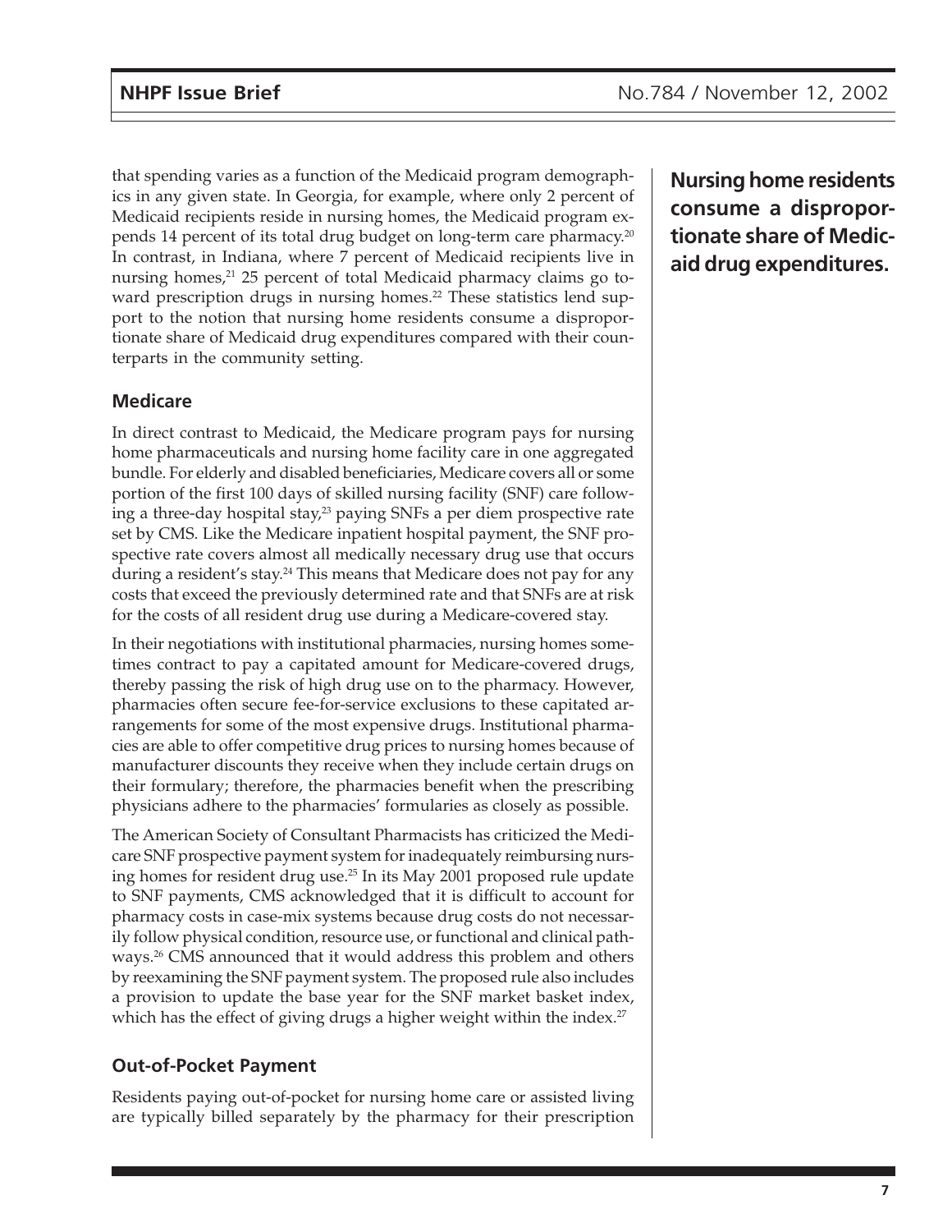that spending varies as a function of the Medicaid program demographics in any given state. In Georgia, for example, where only 2 percent of Medicaid recipients reside in nursing homes, the Medicaid program expends 14 percent of its total drug budget on long-term care pharmacy.[20] In contrast, in Indiana, where 7 percent of Medicaid recipients live in nursing homes,[21] 25 percent of total Medicaid pharmacy claims go toward prescription drugs in nursing homes.[22] These statistics lend support to the notion that nursing home residents consume a disproportionate share of Medicaid drug expenditures compared with their counterparts in the community setting.

**Nursing home residents consume a disproportionate share of Medicaid drug expenditures.**

### Medicare

In direct contrast to Medicaid, the Medicare program pays for nursing home pharmaceuticals and nursing home facility care in one aggregated bundle. For elderly and disabled beneficiaries, Medicare covers all or some portion of the first 100 days of skilled nursing facility (SNF) care following a three-day hospital stay,[23] paying SNFs a per diem prospective rate set by CMS. Like the Medicare inpatient hospital payment, the SNF prospective rate covers almost all medically necessary drug use that occurs during a resident's stay.[24] This means that Medicare does not pay for any costs that exceed the previously determined rate and that SNFs are at risk for the costs of all resident drug use during a Medicare-covered stay.

In their negotiations with institutional pharmacies, nursing homes sometimes contract to pay a capitated amount for Medicare-covered drugs, thereby passing the risk of high drug use on to the pharmacy. However, pharmacies often secure fee-for-service exclusions to these capitated arrangements for some of the most expensive drugs. Institutional pharmacies are able to offer competitive drug prices to nursing homes because of manufacturer discounts they receive when they include certain drugs on their formulary; therefore, the pharmacies benefit when the prescribing physicians adhere to the pharmacies' formularies as closely as possible.

The American Society of Consultant Pharmacists has criticized the Medicare SNF prospective payment system for inadequately reimbursing nursing homes for resident drug use.[25] In its May 2001 proposed rule update to SNF payments, CMS acknowledged that it is difficult to account for pharmacy costs in case-mix systems because drug costs do not necessarily follow physical condition, resource use, or functional and clinical pathways.[26] CMS announced that it would address this problem and others by reexamining the SNF payment system. The proposed rule also includes a provision to update the base year for the SNF market basket index, which has the effect of giving drugs a higher weight within the index.[27]

### Out-of-Pocket Payment

Residents paying out-of-pocket for nursing home care or assisted living are typically billed separately by the pharmacy for their prescription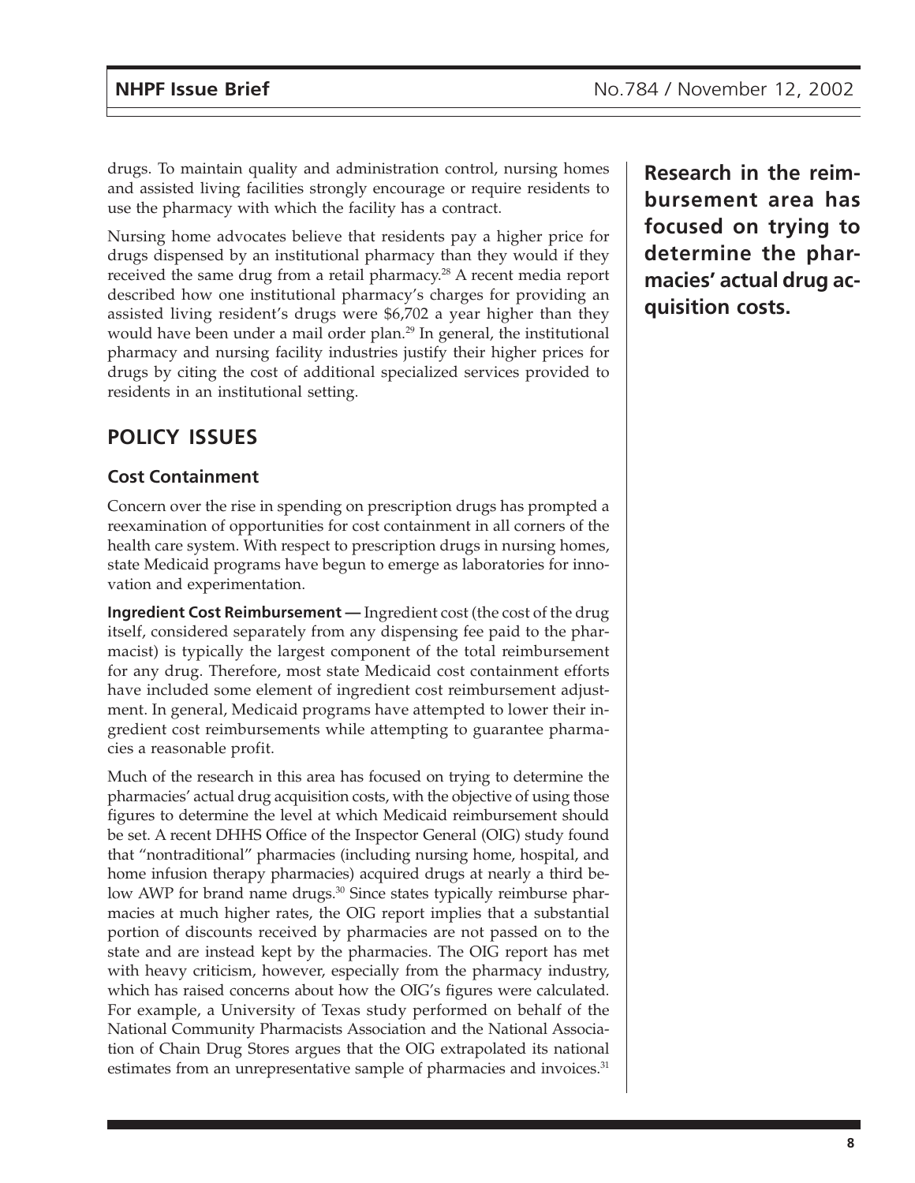drugs. To maintain quality and administration control, nursing homes and assisted living facilities strongly encourage or require residents to use the pharmacy with which the facility has a contract.

Nursing home advocates believe that residents pay a higher price for drugs dispensed by an institutional pharmacy than they would if they received the same drug from a retail pharmacy.[28] A recent media report described how one institutional pharmacy's charges for providing an assisted living resident's drugs were $6,702 a year higher than they would have been under a mail order plan.[29] In general, the institutional pharmacy and nursing facility industries justify their higher prices for drugs by citing the cost of additional specialized services provided to residents in an institutional setting.

## POLICY ISSUES

### Cost Containment

Concern over the rise in spending on prescription drugs has prompted a reexamination of opportunities for cost containment in all corners of the health care system. With respect to prescription drugs in nursing homes, state Medicaid programs have begun to emerge as laboratories for innovation and experimentation.

**Ingredient Cost Reimbursement —** Ingredient cost (the cost of the drug itself, considered separately from any dispensing fee paid to the pharmacist) is typically the largest component of the total reimbursement for any drug. Therefore, most state Medicaid cost containment efforts have included some element of ingredient cost reimbursement adjustment. In general, Medicaid programs have attempted to lower their ingredient cost reimbursements while attempting to guarantee pharmacies a reasonable profit.

**Research in the reimbursement area has focused on trying to determine the pharmacies' actual drug acquisition costs.**

Much of the research in this area has focused on trying to determine the pharmacies' actual drug acquisition costs, with the objective of using those figures to determine the level at which Medicaid reimbursement should be set. A recent DHHS Office of the Inspector General (OIG) study found that "nontraditional" pharmacies (including nursing home, hospital, and home infusion therapy pharmacies) acquired drugs at nearly a third below AWP for brand name drugs.[30] Since states typically reimburse pharmacies at much higher rates, the OIG report implies that a substantial portion of discounts received by pharmacies are not passed on to the state and are instead kept by the pharmacies. The OIG report has met with heavy criticism, however, especially from the pharmacy industry, which has raised concerns about how the OIG's figures were calculated. For example, a University of Texas study performed on behalf of the National Community Pharmacists Association and the National Association of Chain Drug Stores argues that the OIG extrapolated its national estimates from an unrepresentative sample of pharmacies and invoices.[31]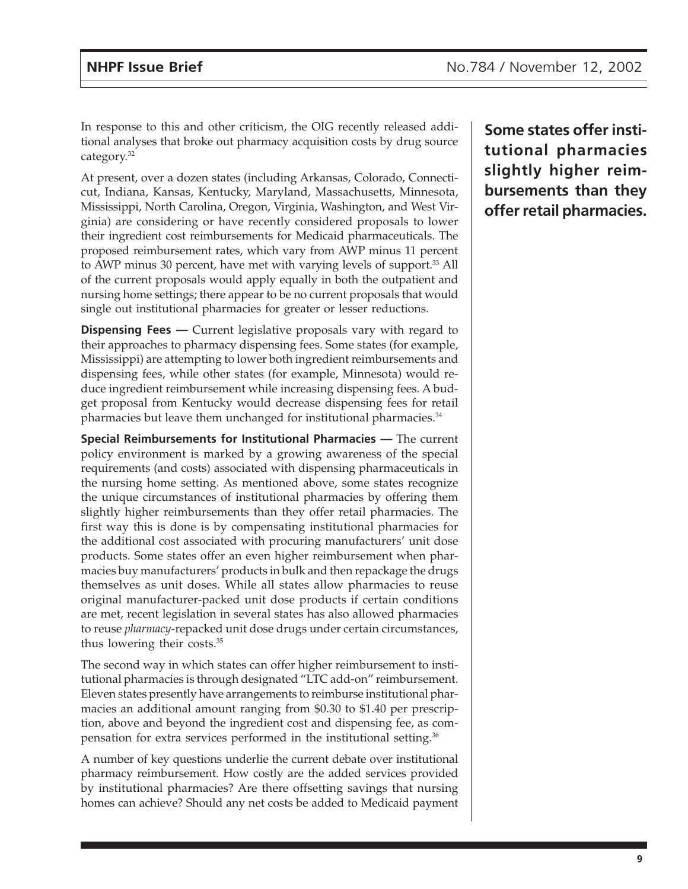In response to this and other criticism, the OIG recently released additional analyses that broke out pharmacy acquisition costs by drug source category.[32]

At present, over a dozen states (including Arkansas, Colorado, Connecticut, Indiana, Kansas, Kentucky, Maryland, Massachusetts, Minnesota, Mississippi, North Carolina, Oregon, Virginia, Washington, and West Virginia) are considering or have recently considered proposals to lower their ingredient cost reimbursements for Medicaid pharmaceuticals. The proposed reimbursement rates, which vary from AWP minus 11 percent to AWP minus 30 percent, have met with varying levels of support.[33] All of the current proposals would apply equally in both the outpatient and nursing home settings; there appear to be no current proposals that would single out institutional pharmacies for greater or lesser reductions.

**Some states offer institutional pharmacies slightly higher reimbursements than they offer retail pharmacies.**

**Dispensing Fees —** Current legislative proposals vary with regard to their approaches to pharmacy dispensing fees. Some states (for example, Mississippi) are attempting to lower both ingredient reimbursements and dispensing fees, while other states (for example, Minnesota) would reduce ingredient reimbursement while increasing dispensing fees. A budget proposal from Kentucky would decrease dispensing fees for retail pharmacies but leave them unchanged for institutional pharmacies.[34]

**Special Reimbursements for Institutional Pharmacies —** The current policy environment is marked by a growing awareness of the special requirements (and costs) associated with dispensing pharmaceuticals in the nursing home setting. As mentioned above, some states recognize the unique circumstances of institutional pharmacies by offering them slightly higher reimbursements than they offer retail pharmacies. The first way this is done is by compensating institutional pharmacies for the additional cost associated with procuring manufacturers' unit dose products. Some states offer an even higher reimbursement when pharmacies buy manufacturers' products in bulk and then repackage the drugs themselves as unit doses. While all states allow pharmacies to reuse original manufacturer-packed unit dose products if certain conditions are met, recent legislation in several states has also allowed pharmacies to reuse *pharmacy*-repacked unit dose drugs under certain circumstances, thus lowering their costs.[35]

The second way in which states can offer higher reimbursement to institutional pharmacies is through designated "LTC add-on" reimbursement. Eleven states presently have arrangements to reimburse institutional pharmacies an additional amount ranging from $0.30 to $1.40 per prescription, above and beyond the ingredient cost and dispensing fee, as compensation for extra services performed in the institutional setting.[36]

A number of key questions underlie the current debate over institutional pharmacy reimbursement. How costly are the added services provided by institutional pharmacies? Are there offsetting savings that nursing homes can achieve? Should any net costs be added to Medicaid payment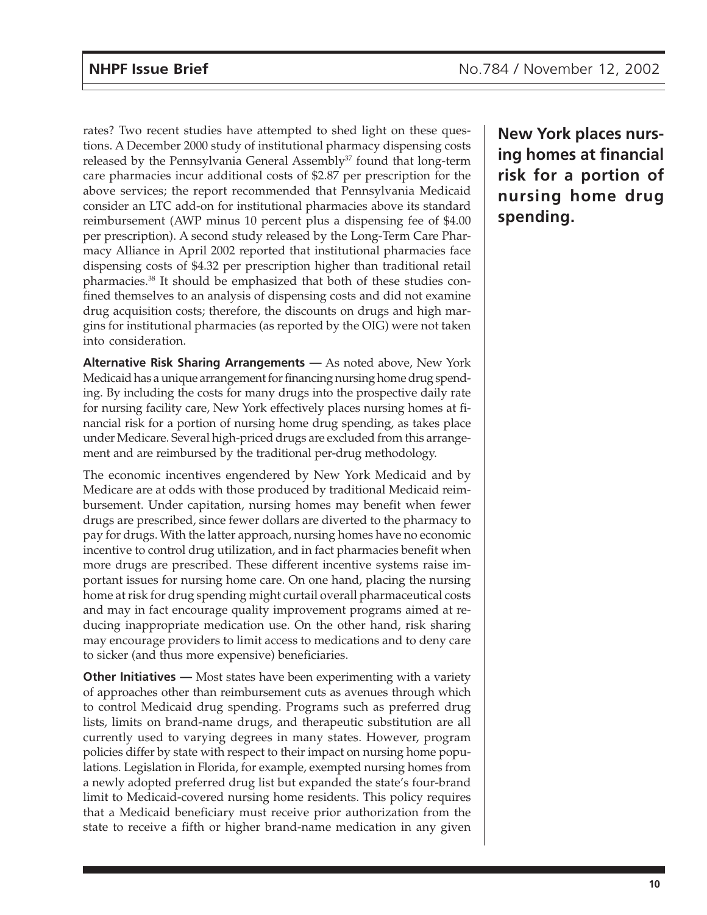rates? Two recent studies have attempted to shed light on these questions. A December 2000 study of institutional pharmacy dispensing costs released by the Pennsylvania General Assembly[37] found that long-term care pharmacies incur additional costs of $2.87 per prescription for the above services; the report recommended that Pennsylvania Medicaid consider an LTC add-on for institutional pharmacies above its standard reimbursement (AWP minus 10 percent plus a dispensing fee of $4.00 per prescription). A second study released by the Long-Term Care Pharmacy Alliance in April 2002 reported that institutional pharmacies face dispensing costs of $4.32 per prescription higher than traditional retail pharmacies.[38] It should be emphasized that both of these studies confined themselves to an analysis of dispensing costs and did not examine drug acquisition costs; therefore, the discounts on drugs and high margins for institutional pharmacies (as reported by the OIG) were not taken into consideration.

**New York places nursing homes at financial risk for a portion of nursing home drug spending.**

**Alternative Risk Sharing Arrangements —** As noted above, New York Medicaid has a unique arrangement for financing nursing home drug spending. By including the costs for many drugs into the prospective daily rate for nursing facility care, New York effectively places nursing homes at financial risk for a portion of nursing home drug spending, as takes place under Medicare. Several high-priced drugs are excluded from this arrangement and are reimbursed by the traditional per-drug methodology.

The economic incentives engendered by New York Medicaid and by Medicare are at odds with those produced by traditional Medicaid reimbursement. Under capitation, nursing homes may benefit when fewer drugs are prescribed, since fewer dollars are diverted to the pharmacy to pay for drugs. With the latter approach, nursing homes have no economic incentive to control drug utilization, and in fact pharmacies benefit when more drugs are prescribed. These different incentive systems raise important issues for nursing home care. On one hand, placing the nursing home at risk for drug spending might curtail overall pharmaceutical costs and may in fact encourage quality improvement programs aimed at reducing inappropriate medication use. On the other hand, risk sharing may encourage providers to limit access to medications and to deny care to sicker (and thus more expensive) beneficiaries.

**Other Initiatives —** Most states have been experimenting with a variety of approaches other than reimbursement cuts as avenues through which to control Medicaid drug spending. Programs such as preferred drug lists, limits on brand-name drugs, and therapeutic substitution are all currently used to varying degrees in many states. However, program policies differ by state with respect to their impact on nursing home populations. Legislation in Florida, for example, exempted nursing homes from a newly adopted preferred drug list but expanded the state's four-brand limit to Medicaid-covered nursing home residents. This policy requires that a Medicaid beneficiary must receive prior authorization from the state to receive a fifth or higher brand-name medication in any given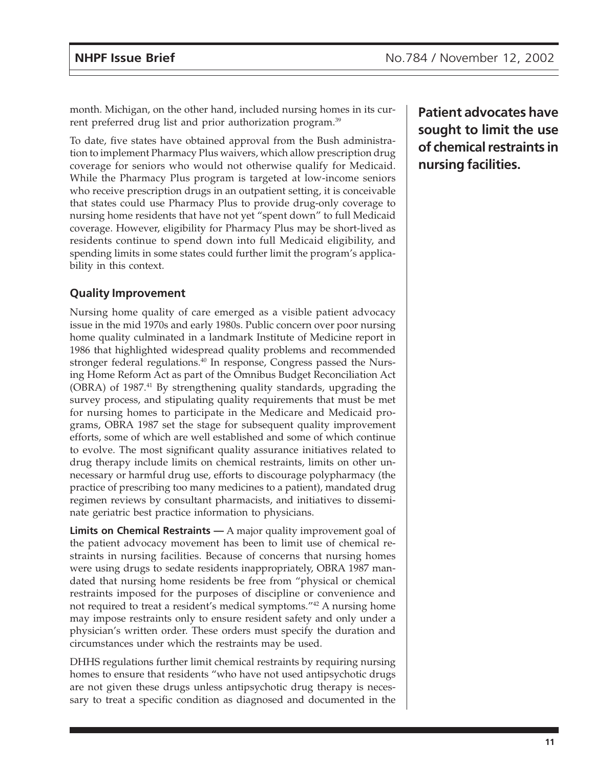month. Michigan, on the other hand, included nursing homes in its current preferred drug list and prior authorization program.[39]

To date, five states have obtained approval from the Bush administration to implement Pharmacy Plus waivers, which allow prescription drug coverage for seniors who would not otherwise qualify for Medicaid. While the Pharmacy Plus program is targeted at low-income seniors who receive prescription drugs in an outpatient setting, it is conceivable that states could use Pharmacy Plus to provide drug-only coverage to nursing home residents that have not yet "spent down" to full Medicaid coverage. However, eligibility for Pharmacy Plus may be short-lived as residents continue to spend down into full Medicaid eligibility, and spending limits in some states could further limit the program's applicability in this context.

**Patient advocates have sought to limit the use of chemical restraints in nursing facilities.**

### Quality Improvement

Nursing home quality of care emerged as a visible patient advocacy issue in the mid 1970s and early 1980s. Public concern over poor nursing home quality culminated in a landmark Institute of Medicine report in 1986 that highlighted widespread quality problems and recommended stronger federal regulations.[40] In response, Congress passed the Nursing Home Reform Act as part of the Omnibus Budget Reconciliation Act (OBRA) of 1987.[41] By strengthening quality standards, upgrading the survey process, and stipulating quality requirements that must be met for nursing homes to participate in the Medicare and Medicaid programs, OBRA 1987 set the stage for subsequent quality improvement efforts, some of which are well established and some of which continue to evolve. The most significant quality assurance initiatives related to drug therapy include limits on chemical restraints, limits on other unnecessary or harmful drug use, efforts to discourage polypharmacy (the practice of prescribing too many medicines to a patient), mandated drug regimen reviews by consultant pharmacists, and initiatives to disseminate geriatric best practice information to physicians.

**Limits on Chemical Restraints —** A major quality improvement goal of the patient advocacy movement has been to limit use of chemical restraints in nursing facilities. Because of concerns that nursing homes were using drugs to sedate residents inappropriately, OBRA 1987 mandated that nursing home residents be free from "physical or chemical restraints imposed for the purposes of discipline or convenience and not required to treat a resident's medical symptoms."[42] A nursing home may impose restraints only to ensure resident safety and only under a physician's written order. These orders must specify the duration and circumstances under which the restraints may be used.

DHHS regulations further limit chemical restraints by requiring nursing homes to ensure that residents "who have not used antipsychotic drugs are not given these drugs unless antipsychotic drug therapy is necessary to treat a specific condition as diagnosed and documented in the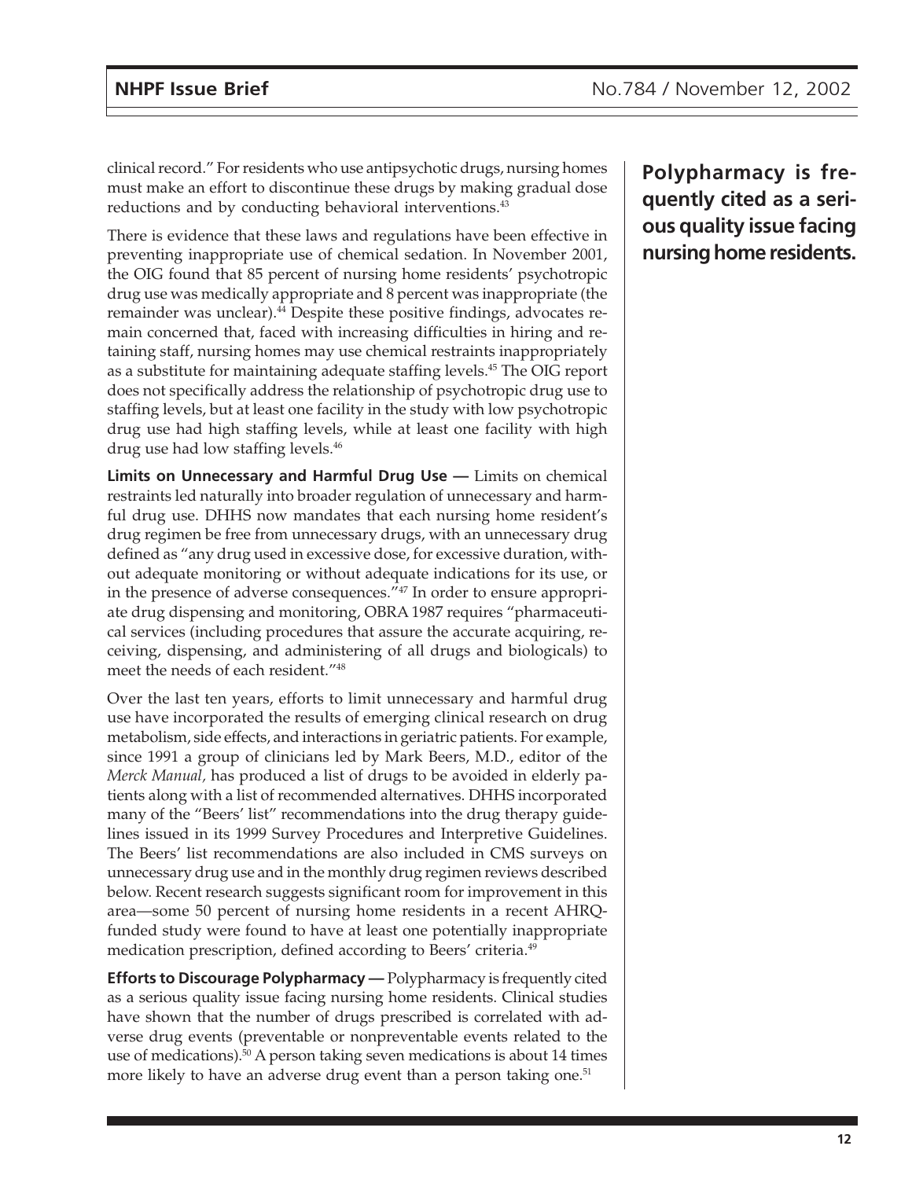clinical record." For residents who use antipsychotic drugs, nursing homes must make an effort to discontinue these drugs by making gradual dose reductions and by conducting behavioral interventions.[43]

There is evidence that these laws and regulations have been effective in preventing inappropriate use of chemical sedation. In November 2001, the OIG found that 85 percent of nursing home residents' psychotropic drug use was medically appropriate and 8 percent was inappropriate (the remainder was unclear).[44] Despite these positive findings, advocates remain concerned that, faced with increasing difficulties in hiring and retaining staff, nursing homes may use chemical restraints inappropriately as a substitute for maintaining adequate staffing levels.[45] The OIG report does not specifically address the relationship of psychotropic drug use to staffing levels, but at least one facility in the study with low psychotropic drug use had high staffing levels, while at least one facility with high drug use had low staffing levels.[46]

**Limits on Unnecessary and Harmful Drug Use —** Limits on chemical restraints led naturally into broader regulation of unnecessary and harmful drug use. DHHS now mandates that each nursing home resident's drug regimen be free from unnecessary drugs, with an unnecessary drug defined as "any drug used in excessive dose, for excessive duration, without adequate monitoring or without adequate indications for its use, or in the presence of adverse consequences."[47] In order to ensure appropriate drug dispensing and monitoring, OBRA 1987 requires "pharmaceutical services (including procedures that assure the accurate acquiring, receiving, dispensing, and administering of all drugs and biologicals) to meet the needs of each resident."[48]

Over the last ten years, efforts to limit unnecessary and harmful drug use have incorporated the results of emerging clinical research on drug metabolism, side effects, and interactions in geriatric patients. For example, since 1991 a group of clinicians led by Mark Beers, M.D., editor of the *Merck Manual,* has produced a list of drugs to be avoided in elderly patients along with a list of recommended alternatives. DHHS incorporated many of the "Beers' list" recommendations into the drug therapy guidelines issued in its 1999 Survey Procedures and Interpretive Guidelines. The Beers' list recommendations are also included in CMS surveys on unnecessary drug use and in the monthly drug regimen reviews described below. Recent research suggests significant room for improvement in this area—some 50 percent of nursing home residents in a recent AHRQ-funded study were found to have at least one potentially inappropriate medication prescription, defined according to Beers' criteria.[49]

**Efforts to Discourage Polypharmacy —** Polypharmacy is frequently cited as a serious quality issue facing nursing home residents. Clinical studies have shown that the number of drugs prescribed is correlated with adverse drug events (preventable or nonpreventable events related to the use of medications).[50] A person taking seven medications is about 14 times more likely to have an adverse drug event than a person taking one.[51]

**Polypharmacy is frequently cited as a serious quality issue facing nursing home residents.**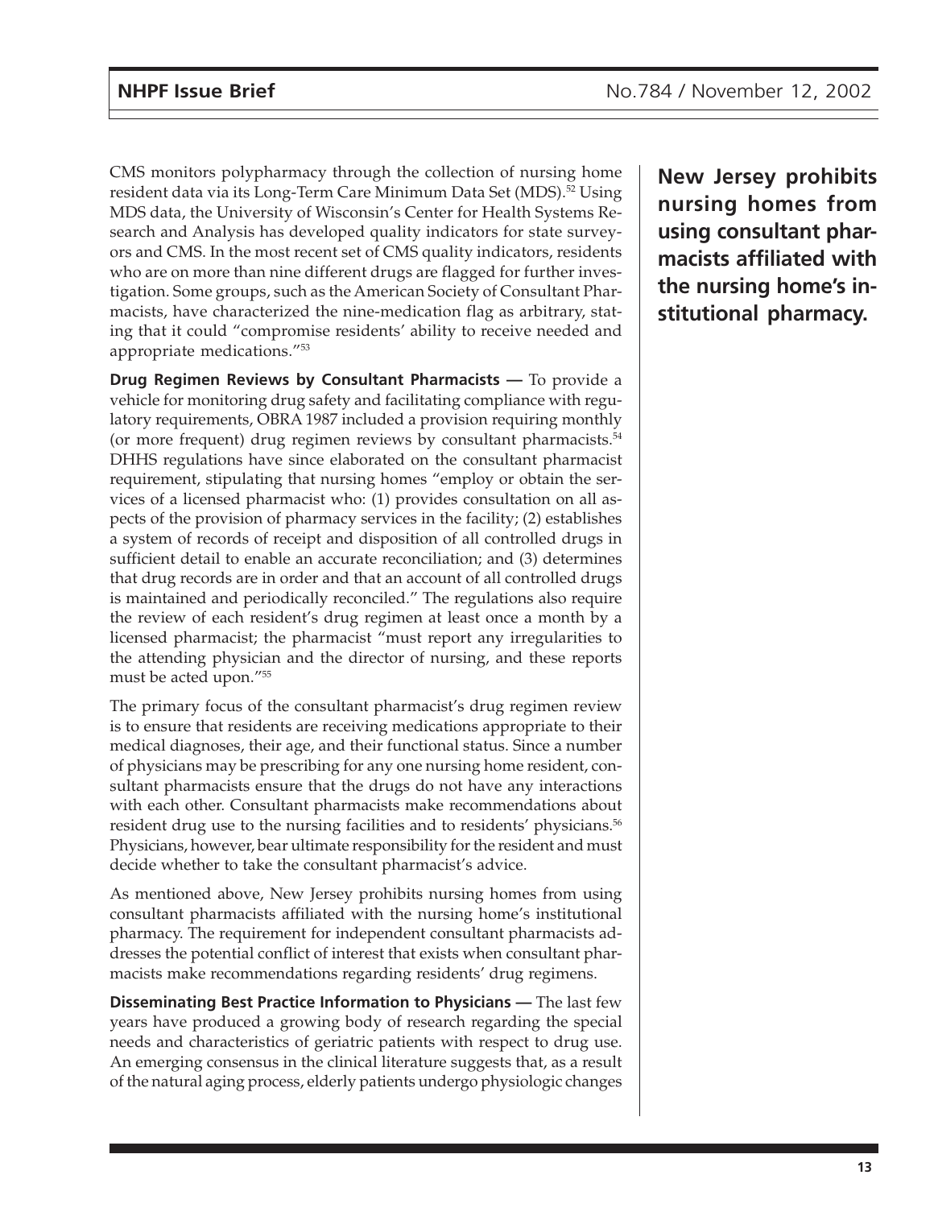CMS monitors polypharmacy through the collection of nursing home resident data via its Long-Term Care Minimum Data Set (MDS).[52] Using MDS data, the University of Wisconsin's Center for Health Systems Research and Analysis has developed quality indicators for state surveyors and CMS. In the most recent set of CMS quality indicators, residents who are on more than nine different drugs are flagged for further investigation. Some groups, such as the American Society of Consultant Pharmacists, have characterized the nine-medication flag as arbitrary, stating that it could "compromise residents' ability to receive needed and appropriate medications."[53]

**New Jersey prohibits nursing homes from using consultant pharmacists affiliated with the nursing home's institutional pharmacy.**

**Drug Regimen Reviews by Consultant Pharmacists —** To provide a vehicle for monitoring drug safety and facilitating compliance with regulatory requirements, OBRA 1987 included a provision requiring monthly (or more frequent) drug regimen reviews by consultant pharmacists.[54] DHHS regulations have since elaborated on the consultant pharmacist requirement, stipulating that nursing homes "employ or obtain the services of a licensed pharmacist who: (1) provides consultation on all aspects of the provision of pharmacy services in the facility; (2) establishes a system of records of receipt and disposition of all controlled drugs in sufficient detail to enable an accurate reconciliation; and (3) determines that drug records are in order and that an account of all controlled drugs is maintained and periodically reconciled." The regulations also require the review of each resident's drug regimen at least once a month by a licensed pharmacist; the pharmacist "must report any irregularities to the attending physician and the director of nursing, and these reports must be acted upon."[55]

The primary focus of the consultant pharmacist's drug regimen review is to ensure that residents are receiving medications appropriate to their medical diagnoses, their age, and their functional status. Since a number of physicians may be prescribing for any one nursing home resident, consultant pharmacists ensure that the drugs do not have any interactions with each other. Consultant pharmacists make recommendations about resident drug use to the nursing facilities and to residents' physicians.[56] Physicians, however, bear ultimate responsibility for the resident and must decide whether to take the consultant pharmacist's advice.

As mentioned above, New Jersey prohibits nursing homes from using consultant pharmacists affiliated with the nursing home's institutional pharmacy. The requirement for independent consultant pharmacists addresses the potential conflict of interest that exists when consultant pharmacists make recommendations regarding residents' drug regimens.

**Disseminating Best Practice Information to Physicians —** The last few years have produced a growing body of research regarding the special needs and characteristics of geriatric patients with respect to drug use. An emerging consensus in the clinical literature suggests that, as a result of the natural aging process, elderly patients undergo physiologic changes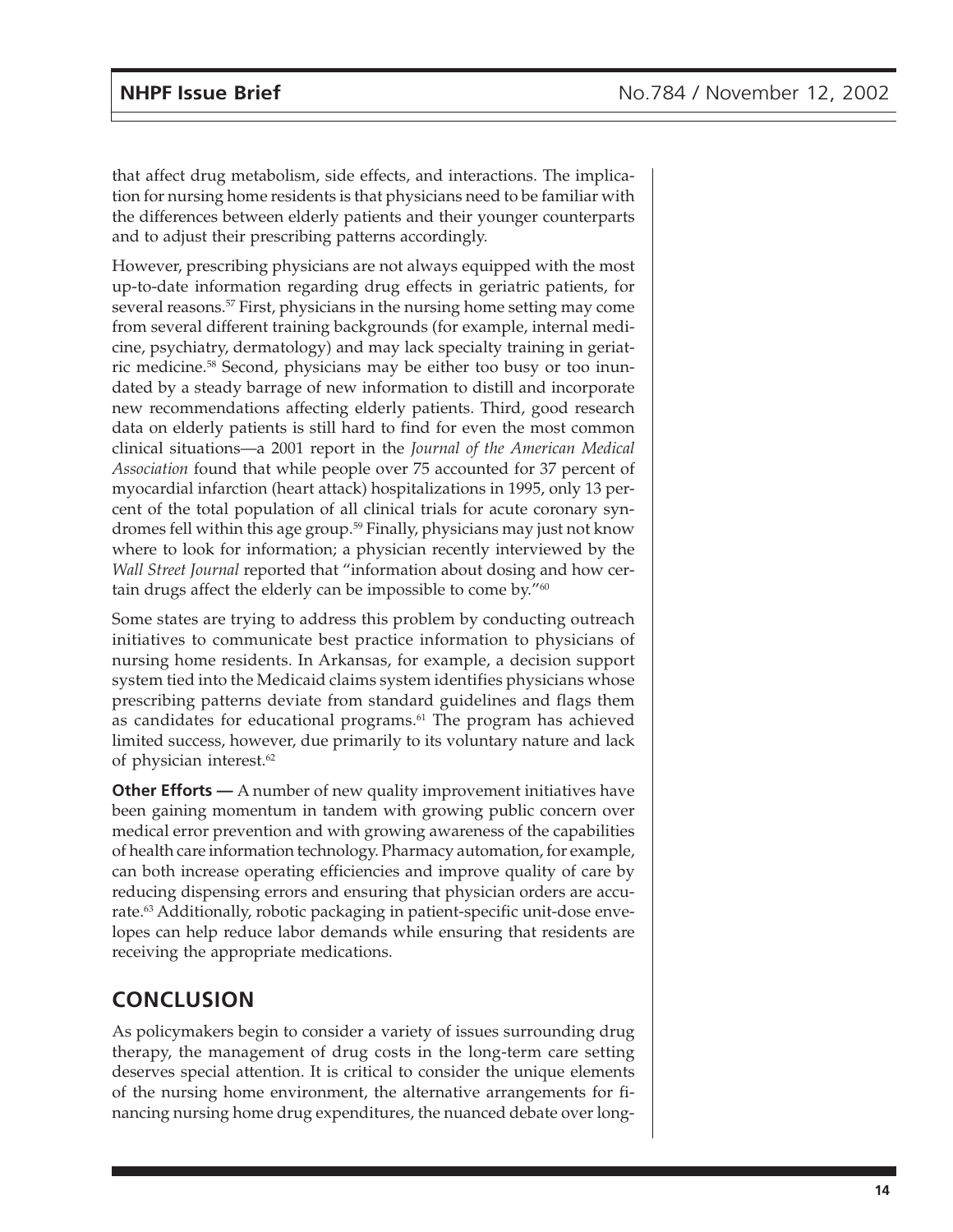that affect drug metabolism, side effects, and interactions. The implication for nursing home residents is that physicians need to be familiar with the differences between elderly patients and their younger counterparts and to adjust their prescribing patterns accordingly.

However, prescribing physicians are not always equipped with the most up-to-date information regarding drug effects in geriatric patients, for several reasons.[57] First, physicians in the nursing home setting may come from several different training backgrounds (for example, internal medicine, psychiatry, dermatology) and may lack specialty training in geriatric medicine.[58] Second, physicians may be either too busy or too inundated by a steady barrage of new information to distill and incorporate new recommendations affecting elderly patients. Third, good research data on elderly patients is still hard to find for even the most common clinical situations—a 2001 report in the *Journal of the American Medical Association* found that while people over 75 accounted for 37 percent of myocardial infarction (heart attack) hospitalizations in 1995, only 13 percent of the total population of all clinical trials for acute coronary syndromes fell within this age group.[59] Finally, physicians may just not know where to look for information; a physician recently interviewed by the *Wall Street Journal* reported that "information about dosing and how certain drugs affect the elderly can be impossible to come by."[60]

Some states are trying to address this problem by conducting outreach initiatives to communicate best practice information to physicians of nursing home residents. In Arkansas, for example, a decision support system tied into the Medicaid claims system identifies physicians whose prescribing patterns deviate from standard guidelines and flags them as candidates for educational programs.[61] The program has achieved limited success, however, due primarily to its voluntary nature and lack of physician interest.[62]

**Other Efforts —** A number of new quality improvement initiatives have been gaining momentum in tandem with growing public concern over medical error prevention and with growing awareness of the capabilities of health care information technology. Pharmacy automation, for example, can both increase operating efficiencies and improve quality of care by reducing dispensing errors and ensuring that physician orders are accurate.[63] Additionally, robotic packaging in patient-specific unit-dose envelopes can help reduce labor demands while ensuring that residents are receiving the appropriate medications.

## CONCLUSION

As policymakers begin to consider a variety of issues surrounding drug therapy, the management of drug costs in the long-term care setting deserves special attention. It is critical to consider the unique elements of the nursing home environment, the alternative arrangements for financing nursing home drug expenditures, the nuanced debate over long-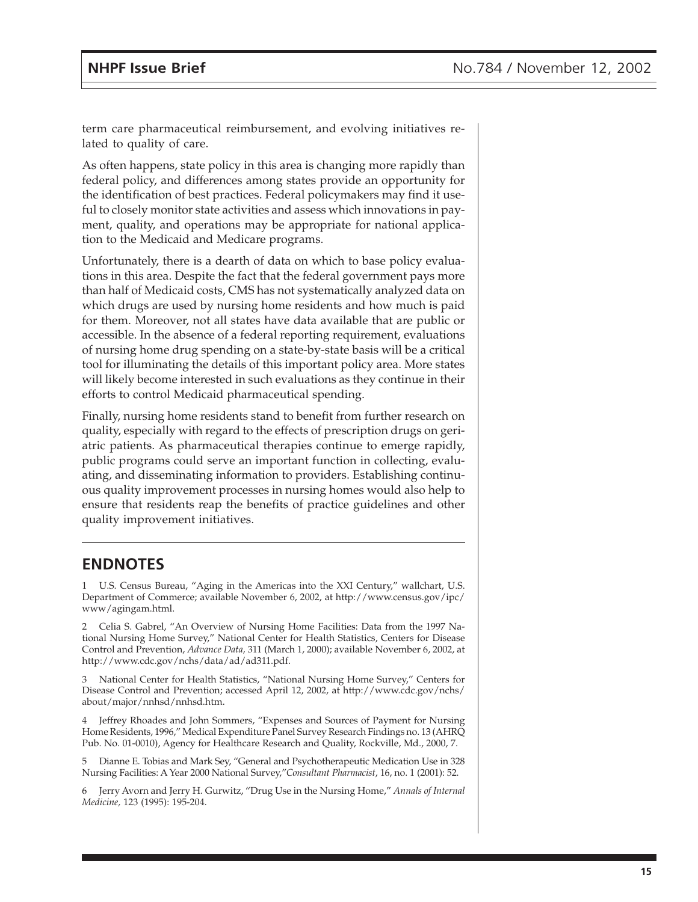term care pharmaceutical reimbursement, and evolving initiatives related to quality of care.

As often happens, state policy in this area is changing more rapidly than federal policy, and differences among states provide an opportunity for the identification of best practices. Federal policymakers may find it useful to closely monitor state activities and assess which innovations in payment, quality, and operations may be appropriate for national application to the Medicaid and Medicare programs.

Unfortunately, there is a dearth of data on which to base policy evaluations in this area. Despite the fact that the federal government pays more than half of Medicaid costs, CMS has not systematically analyzed data on which drugs are used by nursing home residents and how much is paid for them. Moreover, not all states have data available that are public or accessible. In the absence of a federal reporting requirement, evaluations of nursing home drug spending on a state-by-state basis will be a critical tool for illuminating the details of this important policy area. More states will likely become interested in such evaluations as they continue in their efforts to control Medicaid pharmaceutical spending.

Finally, nursing home residents stand to benefit from further research on quality, especially with regard to the effects of prescription drugs on geriatric patients. As pharmaceutical therapies continue to emerge rapidly, public programs could serve an important function in collecting, evaluating, and disseminating information to providers. Establishing continuous quality improvement processes in nursing homes would also help to ensure that residents reap the benefits of practice guidelines and other quality improvement initiatives.

## ENDNOTES

1 U.S. Census Bureau, "Aging in the Americas into the XXI Century," wallchart, U.S. Department of Commerce; available November 6, 2002, at http://www.census.gov/ipc/www/agingam.html.

2 Celia S. Gabrel, "An Overview of Nursing Home Facilities: Data from the 1997 National Nursing Home Survey," National Center for Health Statistics, Centers for Disease Control and Prevention, *Advance Data,* 311 (March 1, 2000); available November 6, 2002, at http://www.cdc.gov/nchs/data/ad/ad311.pdf.

3 National Center for Health Statistics, "National Nursing Home Survey," Centers for Disease Control and Prevention; accessed April 12, 2002, at http://www.cdc.gov/nchs/about/major/nnhsd/nnhsd.htm.

4 Jeffrey Rhoades and John Sommers, "Expenses and Sources of Payment for Nursing Home Residents, 1996," Medical Expenditure Panel Survey Research Findings no. 13 (AHRQ Pub. No. 01-0010), Agency for Healthcare Research and Quality, Rockville, Md., 2000, 7.

5 Dianne E. Tobias and Mark Sey, "General and Psychotherapeutic Medication Use in 328 Nursing Facilities: A Year 2000 National Survey,"*Consultant Pharmacist*, 16, no. 1 (2001): 52.

6 Jerry Avorn and Jerry H. Gurwitz, "Drug Use in the Nursing Home," *Annals of Internal Medicine,* 123 (1995): 195-204.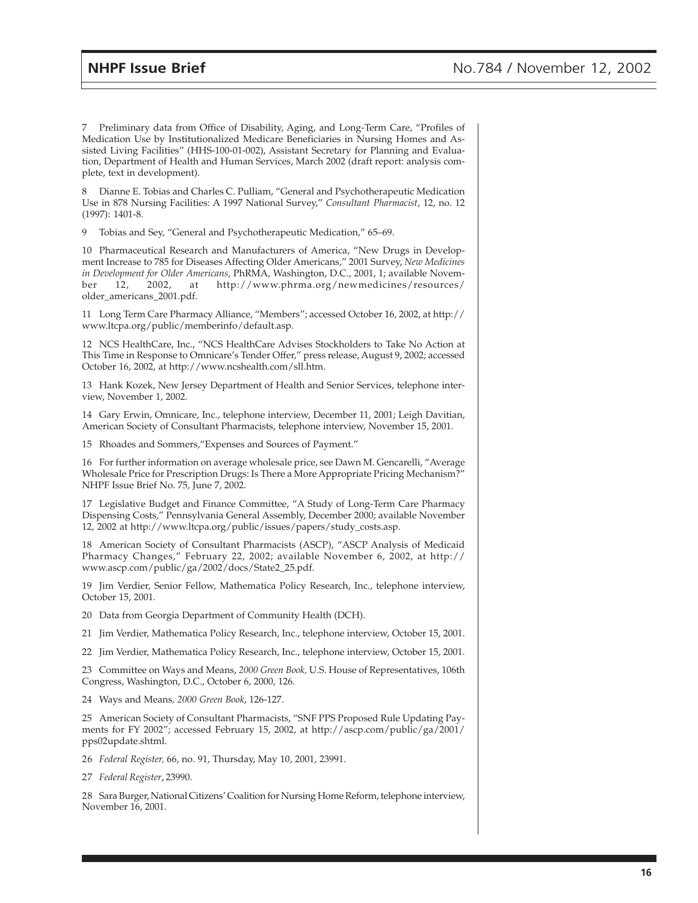7 Preliminary data from Office of Disability, Aging, and Long-Term Care, "Profiles of Medication Use by Institutionalized Medicare Beneficiaries in Nursing Homes and Assisted Living Facilities" (HHS-100-01-002), Assistant Secretary for Planning and Evaluation, Department of Health and Human Services, March 2002 (draft report: analysis complete, text in development).

8 Dianne E. Tobias and Charles C. Pulliam, "General and Psychotherapeutic Medication Use in 878 Nursing Facilities: A 1997 National Survey," *Consultant Pharmacist*, 12, no. 12 (1997): 1401-8.

9 Tobias and Sey, "General and Psychotherapeutic Medication," 65–69.

10 Pharmaceutical Research and Manufacturers of America, "New Drugs in Development Increase to 785 for Diseases Affecting Older Americans," 2001 Survey, *New Medicines in Development for Older Americans,* PhRMA, Washington, D.C., 2001, 1; available November 12, 2002, at http://www.phrma.org/newmedicines/resources/older_americans_2001.pdf.

11 Long Term Care Pharmacy Alliance, "Members"; accessed October 16, 2002, at http://www.ltcpa.org/public/memberinfo/default.asp.

12 NCS HealthCare, Inc., "NCS HealthCare Advises Stockholders to Take No Action at This Time in Response to Omnicare's Tender Offer," press release, August 9, 2002; accessed October 16, 2002, at http://www.ncshealth.com/sll.htm.

13 Hank Kozek, New Jersey Department of Health and Senior Services, telephone interview, November 1, 2002.

14 Gary Erwin, Omnicare, Inc., telephone interview, December 11, 2001; Leigh Davitian, American Society of Consultant Pharmacists, telephone interview, November 15, 2001.

15 Rhoades and Sommers,"Expenses and Sources of Payment."

16 For further information on average wholesale price, see Dawn M. Gencarelli, "Average Wholesale Price for Prescription Drugs: Is There a More Appropriate Pricing Mechanism?" NHPF Issue Brief No. 75, June 7, 2002.

17 Legislative Budget and Finance Committee, "A Study of Long-Term Care Pharmacy Dispensing Costs," Pennsylvania General Assembly, December 2000; available November 12, 2002 at http://www.ltcpa.org/public/issues/papers/study_costs.asp.

18 American Society of Consultant Pharmacists (ASCP), "ASCP Analysis of Medicaid Pharmacy Changes," February 22, 2002; available November 6, 2002, at http://www.ascp.com/public/ga/2002/docs/State2_25.pdf.

19 Jim Verdier, Senior Fellow, Mathematica Policy Research, Inc., telephone interview, October 15, 2001.

20 Data from Georgia Department of Community Health (DCH).

21 Jim Verdier, Mathematica Policy Research, Inc., telephone interview, October 15, 2001.

22 Jim Verdier, Mathematica Policy Research, Inc., telephone interview, October 15, 2001.

23 Committee on Ways and Means, *2000 Green Book,* U.S. House of Representatives, 106th Congress, Washington, D.C., October 6, 2000, 126.

24 Ways and Means*, 2000 Green Book*, 126-127.

25 American Society of Consultant Pharmacists, "SNF PPS Proposed Rule Updating Payments for FY 2002"; accessed February 15, 2002, at http://ascp.com/public/ga/2001/pps02update.shtml.

26 *Federal Register,* 66, no. 91, Thursday, May 10, 2001, 23991.

27 *Federal Register*, 23990.

28 Sara Burger, National Citizens' Coalition for Nursing Home Reform, telephone interview, November 16, 2001.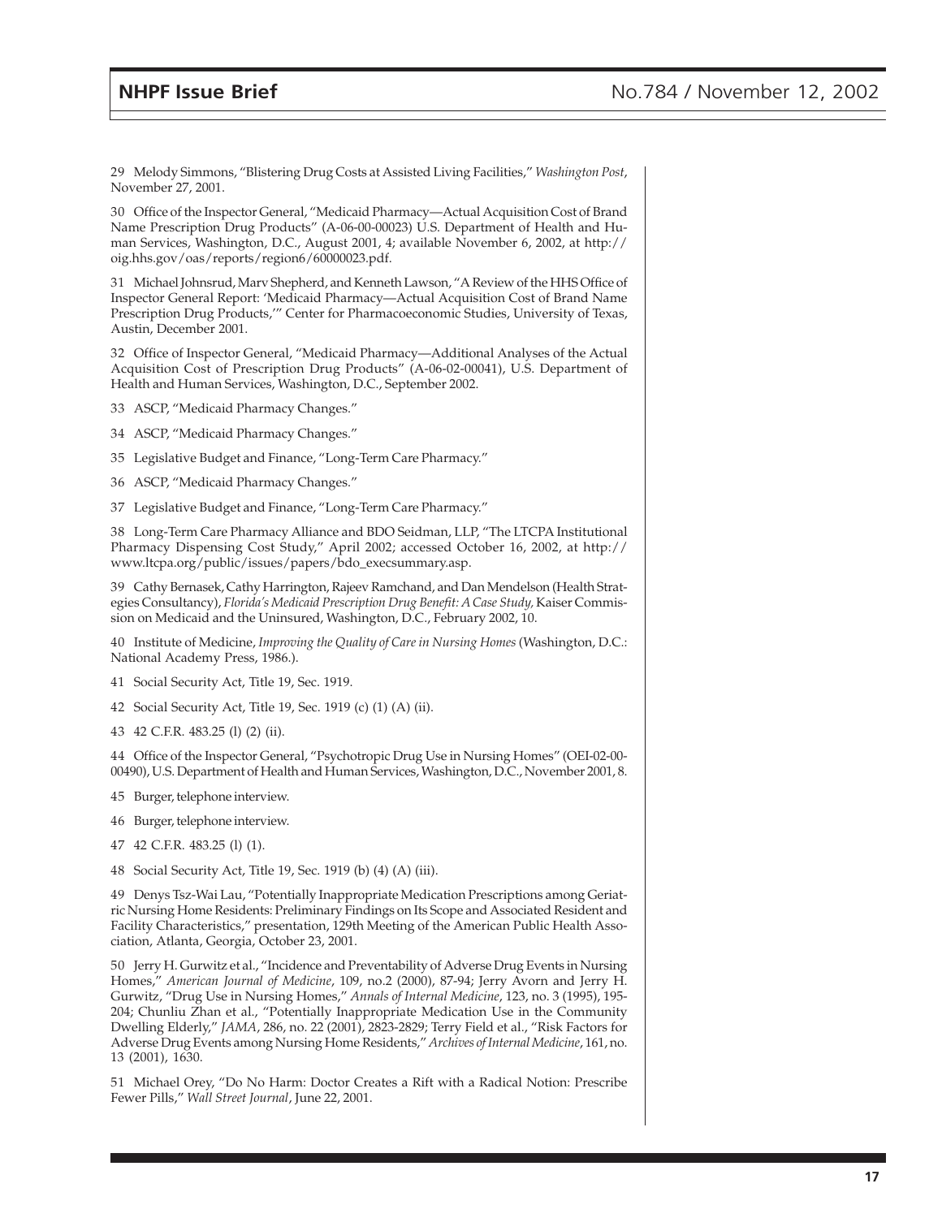29 Melody Simmons, "Blistering Drug Costs at Assisted Living Facilities," *Washington Post*, November 27, 2001.

30 Office of the Inspector General, "Medicaid Pharmacy—Actual Acquisition Cost of Brand Name Prescription Drug Products" (A-06-00-00023) U.S. Department of Health and Human Services, Washington, D.C., August 2001, 4; available November 6, 2002, at http://oig.hhs.gov/oas/reports/region6/60000023.pdf.

31 Michael Johnsrud, Marv Shepherd, and Kenneth Lawson, "A Review of the HHS Office of Inspector General Report: 'Medicaid Pharmacy—Actual Acquisition Cost of Brand Name Prescription Drug Products,'" Center for Pharmacoeconomic Studies, University of Texas, Austin, December 2001.

32 Office of Inspector General, "Medicaid Pharmacy—Additional Analyses of the Actual Acquisition Cost of Prescription Drug Products" (A-06-02-00041), U.S. Department of Health and Human Services, Washington, D.C., September 2002.

33 ASCP, "Medicaid Pharmacy Changes."

34 ASCP, "Medicaid Pharmacy Changes."

35 Legislative Budget and Finance, "Long-Term Care Pharmacy."

36 ASCP, "Medicaid Pharmacy Changes."

37 Legislative Budget and Finance, "Long-Term Care Pharmacy."

38 Long-Term Care Pharmacy Alliance and BDO Seidman, LLP, "The LTCPA Institutional Pharmacy Dispensing Cost Study," April 2002; accessed October 16, 2002, at http://www.ltcpa.org/public/issues/papers/bdo_execsummary.asp.

39 Cathy Bernasek, Cathy Harrington, Rajeev Ramchand, and Dan Mendelson (Health Strategies Consultancy), *Florida's Medicaid Prescription Drug Benefit: A Case Study,* Kaiser Commission on Medicaid and the Uninsured, Washington, D.C., February 2002, 10.

40 Institute of Medicine, *Improving the Quality of Care in Nursing Homes* (Washington, D.C.: National Academy Press, 1986.).

41 Social Security Act, Title 19, Sec. 1919.

42 Social Security Act, Title 19, Sec. 1919 (c) (1) (A) (ii).

43 42 C.F.R. 483.25 (l) (2) (ii).

44 Office of the Inspector General, "Psychotropic Drug Use in Nursing Homes" (OEI-02-00-00490), U.S. Department of Health and Human Services, Washington, D.C., November 2001, 8.

45 Burger, telephone interview.

46 Burger, telephone interview.

47 42 C.F.R. 483.25 (l) (1).

48 Social Security Act, Title 19, Sec. 1919 (b) (4) (A) (iii).

49 Denys Tsz-Wai Lau, "Potentially Inappropriate Medication Prescriptions among Geriatric Nursing Home Residents: Preliminary Findings on Its Scope and Associated Resident and Facility Characteristics," presentation, 129th Meeting of the American Public Health Association, Atlanta, Georgia, October 23, 2001.

50 Jerry H. Gurwitz et al., "Incidence and Preventability of Adverse Drug Events in Nursing Homes," *American Journal of Medicine*, 109, no.2 (2000), 87-94; Jerry Avorn and Jerry H. Gurwitz, "Drug Use in Nursing Homes," *Annals of Internal Medicine*, 123, no. 3 (1995), 195-204; Chunliu Zhan et al., "Potentially Inappropriate Medication Use in the Community Dwelling Elderly," *JAMA*, 286, no. 22 (2001), 2823-2829; Terry Field et al., "Risk Factors for Adverse Drug Events among Nursing Home Residents," *Archives of Internal Medicine*, 161, no. 13 (2001), 1630.

51 Michael Orey, "Do No Harm: Doctor Creates a Rift with a Radical Notion: Prescribe Fewer Pills," *Wall Street Journal*, June 22, 2001.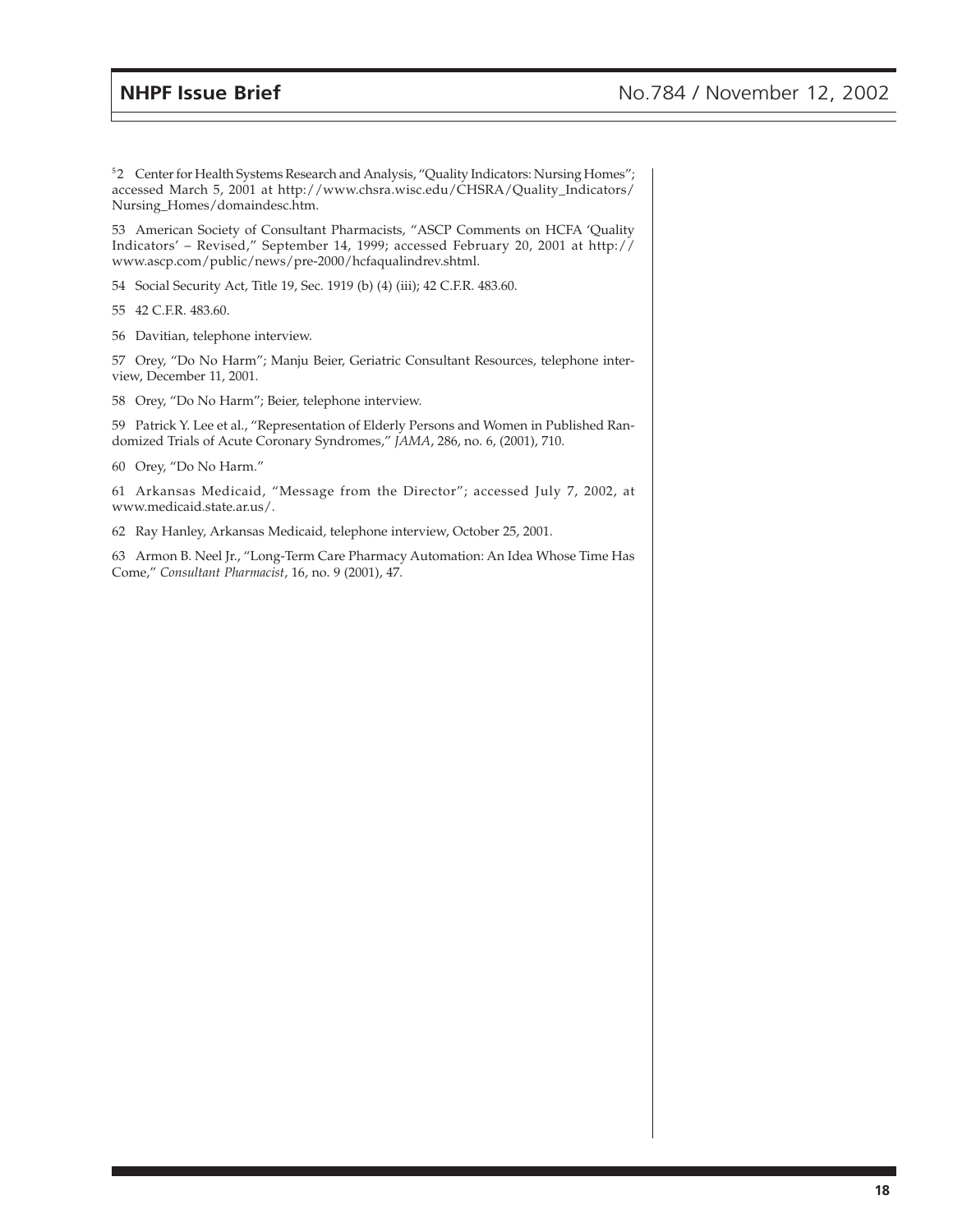52 Center for Health Systems Research and Analysis, "Quality Indicators: Nursing Homes"; accessed March 5, 2001 at http://www.chsra.wisc.edu/CHSRA/Quality_Indicators/Nursing_Homes/domaindesc.htm.

53 American Society of Consultant Pharmacists, "ASCP Comments on HCFA 'Quality Indicators' – Revised," September 14, 1999; accessed February 20, 2001 at http://www.ascp.com/public/news/pre-2000/hcfaqualindrev.shtml.

54 Social Security Act, Title 19, Sec. 1919 (b) (4) (iii); 42 C.F.R. 483.60.

55 42 C.F.R. 483.60.

56 Davitian, telephone interview.

57 Orey, "Do No Harm"; Manju Beier, Geriatric Consultant Resources, telephone interview, December 11, 2001.

58 Orey, "Do No Harm"; Beier, telephone interview.

59 Patrick Y. Lee et al., "Representation of Elderly Persons and Women in Published Randomized Trials of Acute Coronary Syndromes," *JAMA*, 286, no. 6, (2001), 710.

60 Orey, "Do No Harm."

61 Arkansas Medicaid, "Message from the Director"; accessed July 7, 2002, at www.medicaid.state.ar.us/.

62 Ray Hanley, Arkansas Medicaid, telephone interview, October 25, 2001.

63 Armon B. Neel Jr., "Long-Term Care Pharmacy Automation: An Idea Whose Time Has Come," *Consultant Pharmacist*, 16, no. 9 (2001), 47.